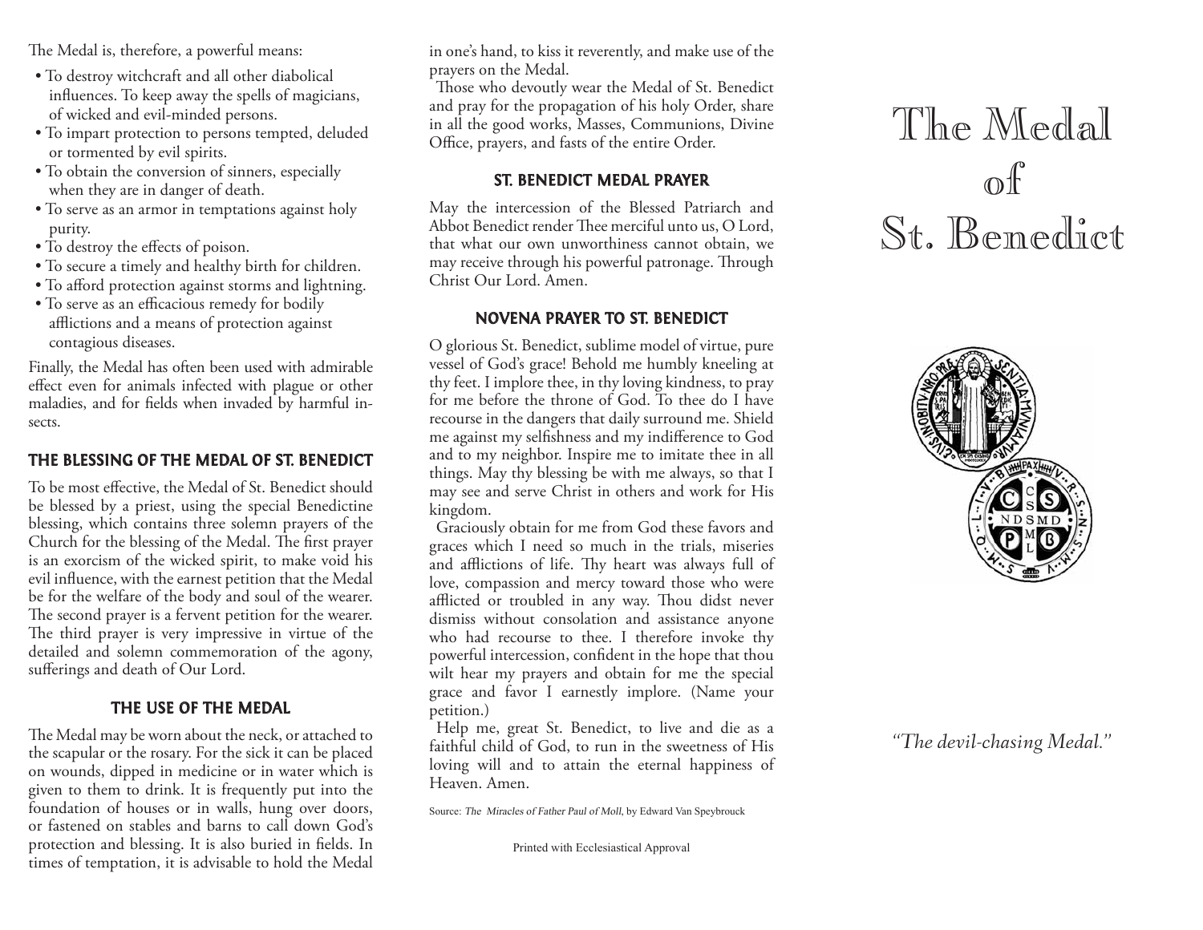The Medal is, therefore, a powerful means:

- To destroy witchcraft and all other diabolical influences. To keep away the spells of magicians, of wicked and evil-minded persons.
- To impart protection to persons tempted, deluded or tormented by evil spirits.
- To obtain the conversion of sinners, especially when they are in danger of death.
- To serve as an armor in temptations against holy purity.
- To destroy the effects of poison.
- To secure a timely and healthy birth for children.
- To afford protection against storms and lightning.
- To serve as an efficacious remedy for bodily afflictions and a means of protection against contagious diseases.

Finally, the Medal has often been used with admirable effect even for animals infected with plague or other maladies, and for fields when invaded by harmful insects.

## THE BLESSING OF THE MEDAL OF ST. BENEDICT

To be most effective, the Medal of St. Benedict should be blessed by a priest, using the special Benedictine blessing, which contains three solemn prayers of the Church for the blessing of the Medal. The first prayer is an exorcism of the wicked spirit, to make void his evil influence, with the earnest petition that the Medal be for the welfare of the body and soul of the wearer. The second prayer is a fervent petition for the wearer. The third prayer is very impressive in virtue of the detailed and solemn commemoration of the agony, sufferings and death of Our Lord.

## THE USE OF THE MEDAL

The Medal may be worn about the neck, or attached to the scapular or the rosary. For the sick it can be placed on wounds, dipped in medicine or in water which is given to them to drink. It is frequently put into the foundation of houses or in walls, hung over doors, or fastened on stables and barns to call down God's protection and blessing. It is also buried in fields. In times of temptation, it is advisable to hold the Medal in one's hand, to kiss it reverently, and make use of the prayers on the Medal.

Those who devoutly wear the Medal of St. Benedict and pray for the propagation of his holy Order, share in all the good works, Masses, Communions, Divine Office, prayers, and fasts of the entire Order.

## ST. BENEDICT MEDAL PRAYER

May the intercession of the Blessed Patriarch and Abbot Benedict render Thee merciful unto us, O Lord, that what our own unworthiness cannot obtain, we may receive through his powerful patronage. Through Christ Our Lord. Amen.

## NOVENA PRAYER TO ST. BENEDICT

O glorious St. Benedict, sublime model of virtue, pure vessel of God's grace! Behold me humbly kneeling at thy feet. I implore thee, in thy loving kindness, to pray for me before the throne of God. To thee do I have recourse in the dangers that daily surround me. Shield me against my selfishness and my indifference to God and to my neighbor. Inspire me to imitate thee in all things. May thy blessing be with me always, so that I may see and serve Christ in others and work for His kingdom.

Graciously obtain for me from God these favors and graces which I need so much in the trials, miseries and afflictions of life. Thy heart was always full of love, compassion and mercy toward those who were afflicted or troubled in any way. Thou didst never dismiss without consolation and assistance anyone who had recourse to thee. I therefore invoke thy powerful intercession, confident in the hope that thou wilt hear my prayers and obtain for me the special grace and favor I earnestly implore. (Name your petition.)

Help me, great St. Benedict, to live and die as a faithful child of God, to run in the sweetness of His loving will and to attain the eternal happiness of Heaven. Amen.

Source: *The Miracles of Father Paul of Moll*, by Edward Van Speybrouck

Printed with Ecclesiastical Approval

# The Medal of St. Benedict

*"The devil-chasing Medal."*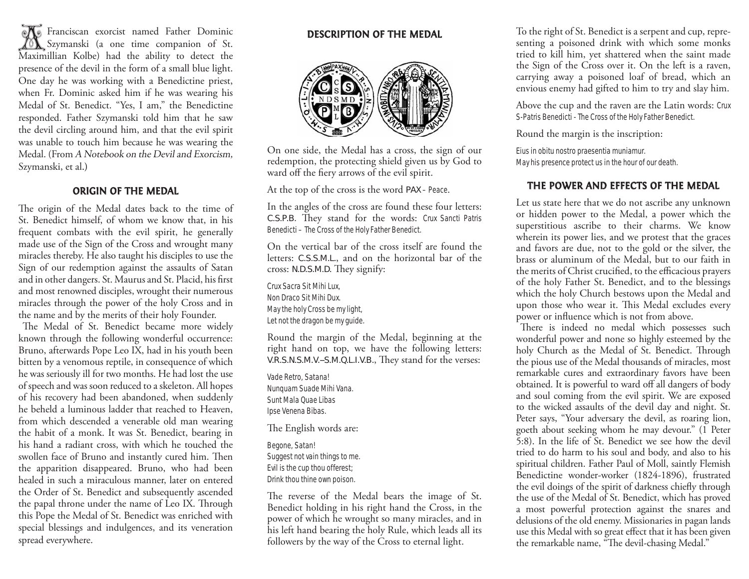A Franciscan exorcist named Father Dominic Szymanski (a one time companion of St. Maximillian Kolbe) had the ability to detect the presence of the devil in the form of a small blue light. One day he was working with a Benedictine priest, when Fr. Dominic asked him if he was wearing his Medal of St. Benedict. "Yes, I am," the Benedictine responded. Father Szymanski told him that he saw the devil circling around him, and that the evil spirit was unable to touch him because he was wearing the Medal. (From *A Notebook on the Devil and Exorcism*, Szymanski, et al.)

## ORIGIN OF THE MEDAL

The origin of the Medal dates back to the time of St. Benedict himself, of whom we know that, in his frequent combats with the evil spirit, he generally made use of the Sign of the Cross and wrought many miracles thereby. He also taught his disciples to use the Sign of our redemption against the assaults of Satan and in other dangers. St. Maurus and St. Placid, his first and most renowned disciples, wrought their numerous miracles through the power of the holy Cross and in the name and by the merits of their holy Founder.

The Medal of St. Benedict became more widely known through the following wonderful occurrence: Bruno, afterwards Pope Leo IX, had in his youth been bitten by a venomous reptile, in consequence of which he was seriously ill for two months. He had lost the use of speech and was soon reduced to a skeleton. All hopes of his recovery had been abandoned, when suddenly he beheld a luminous ladder that reached to Heaven, from which descended a venerable old man wearing the habit of a monk. It was St. Benedict, bearing in his hand a radiant cross, with which he touched the swollen face of Bruno and instantly cured him. Then the apparition disappeared. Bruno, who had been healed in such a miraculous manner, later on entered the Order of St. Benedict and subsequently ascended the papal throne under the name of Leo IX. Through this Pope the Medal of St. Benedict was enriched with special blessings and indulgences, and its veneration spread everywhere.

## DESCRIPTION OF THE MEDAL

On one side, the Medal has a cross, the sign of our redemption, the protecting shield given us by God to ward off the fiery arrows of the evil spirit.

At the top of the cross is the word PAX - Peace.

In the angles of the cross are found these four letters: C.S.P.B. They stand for the words: Crux Sancti Patris Benedicti – The Cross of the Holy Father Benedict.

On the vertical bar of the cross itself are found the letters: C.S.S.M.L., and on the horizontal bar of the cross: N.D.S.M.D. They signify:

Crux Sacra Sit Mihi Lux,
Non Draco Sit Mihi Dux.
May the holy Cross be my light,
Let not the dragon be my guide.

Round the margin of the Medal, beginning at the right hand on top, we have the following letters: V.R.S.N.S.M.V.–S.M.Q.L.I.V.B., They stand for the verses:

Vade Retro, Satana!
Nunquam Suade Mihi Vana.
Sunt Mala Quae Libas
Ipse Venena Bibas.

The English words are:

Begone, Satan!
Suggest not vain things to me.
Evil is the cup thou offerest;
Drink thou thine own poison.

The reverse of the Medal bears the image of St. Benedict holding in his right hand the Cross, in the power of which he wrought so many miracles, and in his left hand bearing the holy Rule, which leads all its followers by the way of the Cross to eternal light.

To the right of St. Benedict is a serpent and cup, representing a poisoned drink with which some monks tried to kill him, yet shattered when the saint made the Sign of the Cross over it. On the left is a raven, carrying away a poisoned loaf of bread, which an envious enemy had gifted to him to try and slay him.

Above the cup and the raven are the Latin words: Crux S-Patris Benedicti - The Cross of the Holy Father Benedict.

Round the margin is the inscription:

Eius in obitu nostro praesentia muniamur.
May his presence protect us in the hour of our death.

## THE POWER AND EFFECTS OF THE MEDAL

Let us state here that we do not ascribe any unknown or hidden power to the Medal, a power which the superstitious ascribe to their charms. We know wherein its power lies, and we protest that the graces and favors are due, not to the gold or the silver, the brass or aluminum of the Medal, but to our faith in the merits of Christ crucified, to the efficacious prayers of the holy Father St. Benedict, and to the blessings which the holy Church bestows upon the Medal and upon those who wear it. This Medal excludes every power or influence which is not from above.

There is indeed no medal which possesses such wonderful power and none so highly esteemed by the holy Church as the Medal of St. Benedict. Through the pious use of the Medal thousands of miracles, most remarkable cures and extraordinary favors have been obtained. It is powerful to ward off all dangers of body and soul coming from the evil spirit. We are exposed to the wicked assaults of the devil day and night. St. Peter says, "Your adversary the devil, as roaring lion, goeth about seeking whom he may devour." (1 Peter 5:8). In the life of St. Benedict we see how the devil tried to do harm to his soul and body, and also to his spiritual children. Father Paul of Moll, saintly Flemish Benedictine wonder-worker (1824-1896), frustrated the evil doings of the spirit of darkness chiefly through the use of the Medal of St. Benedict, which has proved a most powerful protection against the snares and delusions of the old enemy. Missionaries in pagan lands use this Medal with so great effect that it has been given the remarkable name, "The devil-chasing Medal."